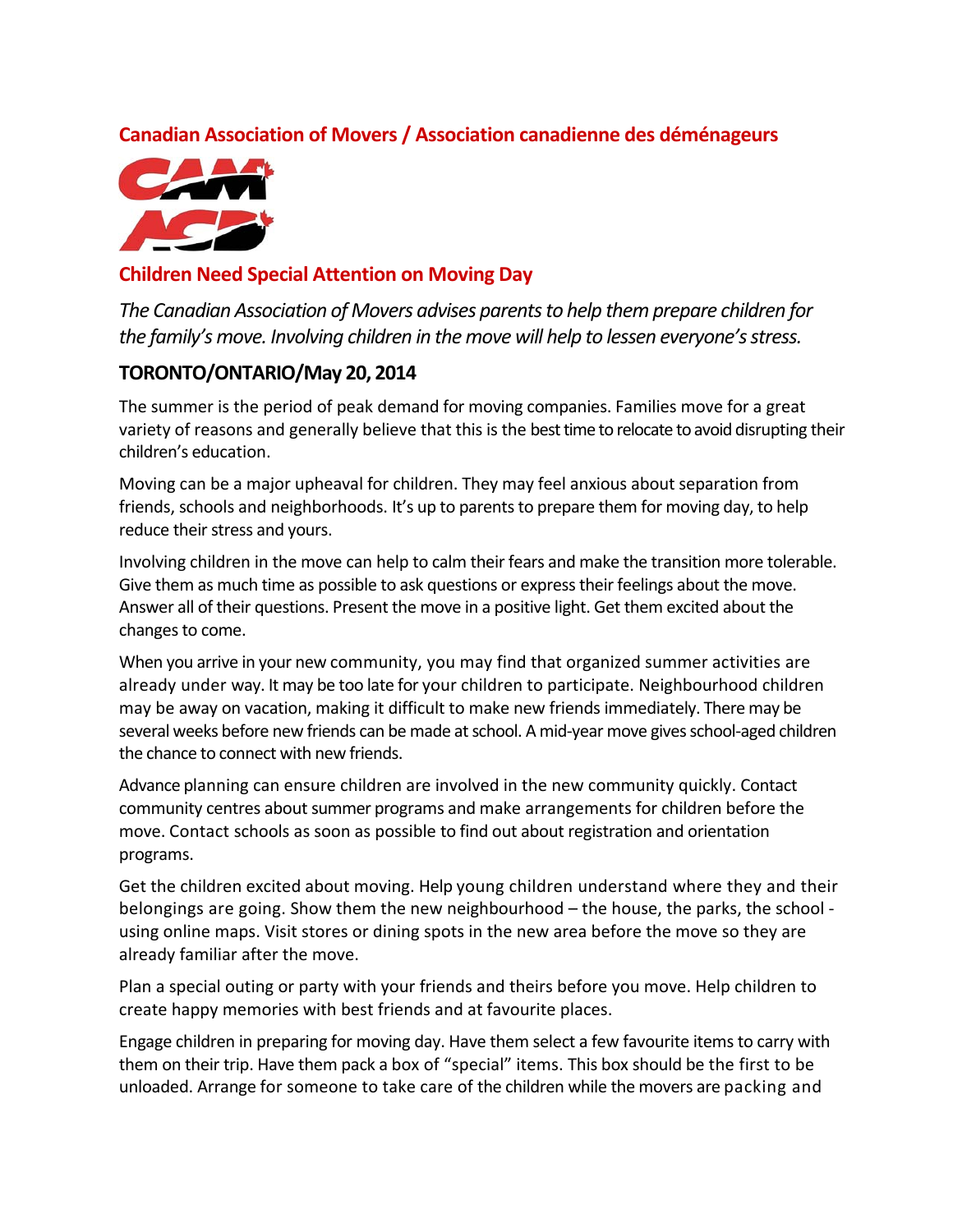**Canadian Association of Movers / Association canadienne des déménageurs**

## Children Need Special Attention on Moving Day

*The Canadian Association of Movers advises parents to help them prepare children for the family's move. Involving children in the move will help to lessen everyone's stress.*

### TORONTO/ONTARIO/May 20, 2014

The summer is the period of peak demand for moving companies. Families move for a great variety of reasons and generally believe that this is the best time to relocate to avoid disrupting their children's education.

Moving can be a major upheaval for children. They may feel anxious about separation from friends, schools and neighborhoods. It's up to parents to prepare them for moving day, to help reduce their stress and yours.

Involving children in the move can help to calm their fears and make the transition more tolerable. Give them as much time as possible to ask questions or express their feelings about the move. Answer all of their questions. Present the move in a positive light. Get them excited about the changes to come.

When you arrive in your new community, you may find that organized summer activities are already under way. It may be too late for your children to participate. Neighbourhood children may be away on vacation, making it difficult to make new friends immediately. There may be several weeks before new friends can be made at school. A mid-year move gives school-aged children the chance to connect with new friends.

Advance planning can ensure children are involved in the new community quickly. Contact community centres about summer programs and make arrangements for children before the move. Contact schools as soon as possible to find out about registration and orientation programs.

Get the children excited about moving. Help young children understand where they and their belongings are going. Show them the new neighbourhood – the house, the parks, the school - using online maps. Visit stores or dining spots in the new area before the move so they are already familiar after the move.

Plan a special outing or party with your friends and theirs before you move. Help children to create happy memories with best friends and at favourite places.

Engage children in preparing for moving day. Have them select a few favourite items to carry with them on their trip. Have them pack a box of "special" items. This box should be the first to be unloaded. Arrange for someone to take care of the children while the movers are packing and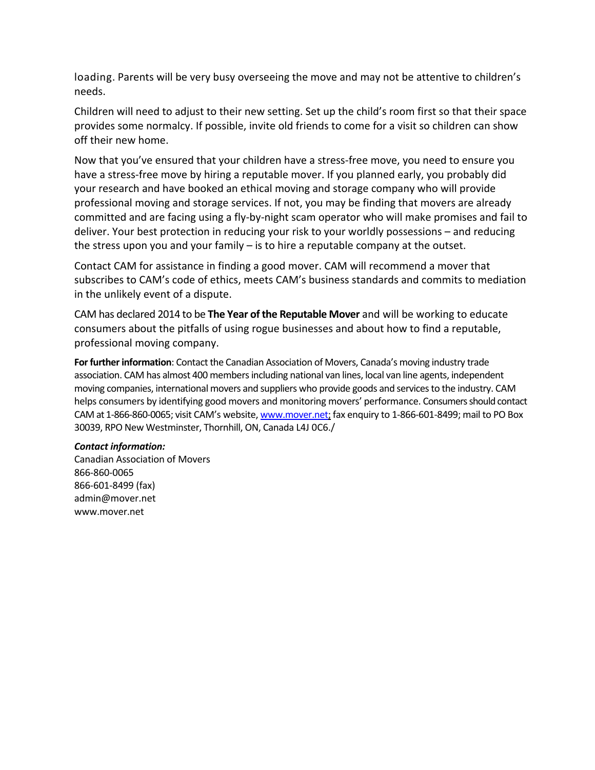loading. Parents will be very busy overseeing the move and may not be attentive to children's needs.

Children will need to adjust to their new setting. Set up the child's room first so that their space provides some normalcy. If possible, invite old friends to come for a visit so children can show off their new home.

Now that you've ensured that your children have a stress-free move, you need to ensure you have a stress-free move by hiring a reputable mover. If you planned early, you probably did your research and have booked an ethical moving and storage company who will provide professional moving and storage services. If not, you may be finding that movers are already committed and are facing using a fly-by-night scam operator who will make promises and fail to deliver. Your best protection in reducing your risk to your worldly possessions – and reducing the stress upon you and your family – is to hire a reputable company at the outset.

Contact CAM for assistance in finding a good mover. CAM will recommend a mover that subscribes to CAM's code of ethics, meets CAM's business standards and commits to mediation in the unlikely event of a dispute.

CAM has declared 2014 to be **The Year of the Reputable Mover** and will be working to educate consumers about the pitfalls of using rogue businesses and about how to find a reputable, professional moving company.

**For further information**: Contact the Canadian Association of Movers, Canada's moving industry trade association. CAM has almost 400 members including national van lines, local van line agents, independent moving companies, international movers and suppliers who provide goods and services to the industry. CAM helps consumers by identifying good movers and monitoring movers' performance. Consumers should contact CAM at 1-866-860-0065; visit CAM's website, www.mover.net; fax enquiry to 1-866-601-8499; mail to PO Box 30039, RPO New Westminster, Thornhill, ON, Canada L4J 0C6./

***Contact information:***
Canadian Association of Movers
866-860-0065
866-601-8499 (fax)
admin@mover.net
www.mover.net